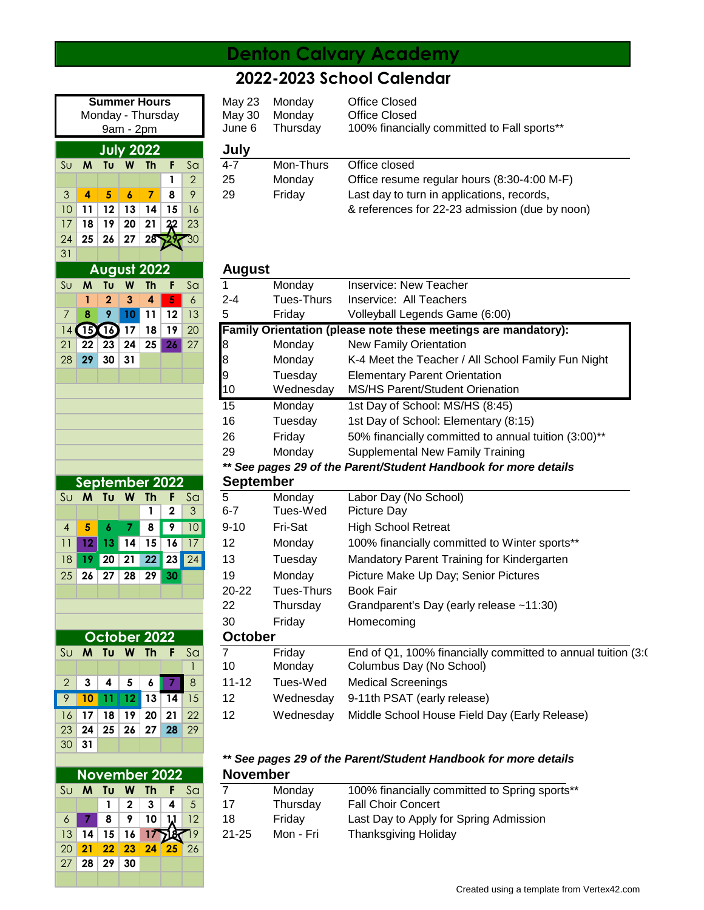# Denton Calvary Academy

## 2022-2023 School Calendar

**Summer Hours**
Monday - Thursday
9am - 2pm

| | | |
|---|---|---|
| May 23 | Monday | Office Closed |
| May 30 | Monday | Office Closed |
| June 6 | Thursday | 100% financially committed to Fall sports** |

### July 2022

| Su | M | Tu | W | Th | F | Sa |
|---|---|---|---|---|---|---|
| | | | | | 1 | 2 |
| 3 | 4 | 5 | 6 | 7 | 8 | 9 |
| 10 | 11 | 12 | 13 | 14 | 15 | 16 |
| 17 | 18 | 19 | 20 | 21 | 22 | 23 |
| 24 | 25 | 26 | 27 | 28 | 29 | 30 |
| 31 | | | | | | |

**July**

| | | |
|---|---|---|
| 4-7 | Mon-Thurs | Office closed |
| 25 | Monday | Office resume regular hours (8:30-4:00 M-F) |
| 29 | Friday | Last day to turn in applications, records, & references for 22-23 admission (due by noon) |

### August 2022

| Su | M | Tu | W | Th | F | Sa |
|---|---|---|---|---|---|---|
| | 1 | 2 | 3 | 4 | 5 | 6 |
| 7 | 8 | 9 | 10 | 11 | 12 | 13 |
| 14 | 15 | 16 | 17 | 18 | 19 | 20 |
| 21 | 22 | 23 | 24 | 25 | 26 | 27 |
| 28 | 29 | 30 | 31 | | | |

**August**

| | | |
|---|---|---|
| 1 | Monday | Inservice: New Teacher |
| 2-4 | Tues-Thurs | Inservice: All Teachers |
| 5 | Friday | Volleyball Legends Game (6:00) |

**Family Orientation (please note these meetings are mandatory):**

| | | |
|---|---|---|
| 8 | Monday | New Family Orientation |
| 8 | Monday | K-4 Meet the Teacher / All School Family Fun Night |
| 9 | Tuesday | Elementary Parent Orientation |
| 10 | Wednesday | MS/HS Parent/Student Orienation |

| | | |
|---|---|---|
| 15 | Monday | 1st Day of School: MS/HS (8:45) |
| 16 | Tuesday | 1st Day of School: Elementary (8:15) |
| 26 | Friday | 50% financially committed to annual tuition (3:00)** |
| 29 | Monday | Supplemental New Family Training |

***\*\* See pages 29 of the Parent/Student Handbook for more details***

### September 2022

| Su | M | Tu | W | Th | F | Sa |
|---|---|---|---|---|---|---|
| | | | | 1 | 2 | 3 |
| 4 | 5 | 6 | 7 | 8 | 9 | 10 |
| 11 | 12 | 13 | 14 | 15 | 16 | 17 |
| 18 | 19 | 20 | 21 | 22 | 23 | 24 |
| 25 | 26 | 27 | 28 | 29 | 30 | |

**September**

| | | |
|---|---|---|
| 5 | Monday | Labor Day (No School) |
| 6-7 | Tues-Wed | Picture Day |
| 9-10 | Fri-Sat | High School Retreat |
| 12 | Monday | 100% financially committed to Winter sports** |
| 13 | Tuesday | Mandatory Parent Training for Kindergarten |
| 19 | Monday | Picture Make Up Day; Senior Pictures |
| 20-22 | Tues-Thurs | Book Fair |
| 22 | Thursday | Grandparent's Day (early release ~11:30) |
| 30 | Friday | Homecoming |

### October 2022

| Su | M | Tu | W | Th | F | Sa |
|---|---|---|---|---|---|---|
| | | | | | | 1 |
| 2 | 3 | 4 | 5 | 6 | 7 | 8 |
| 9 | 10 | 11 | 12 | 13 | 14 | 15 |
| 16 | 17 | 18 | 19 | 20 | 21 | 22 |
| 23 | 24 | 25 | 26 | 27 | 28 | 29 |
| 30 | 31 | | | | | |

**October**

| | | |
|---|---|---|
| 7 | Friday | End of Q1, 100% financially committed to annual tuition (3:( |
| 10 | Monday | Columbus Day (No School) |
| 11-12 | Tues-Wed | Medical Screenings |
| 12 | Wednesday | 9-11th PSAT (early release) |
| 12 | Wednesday | Middle School House Field Day (Early Release) |

***\*\* See pages 29 of the Parent/Student Handbook for more details***

### November 2022

| Su | M | Tu | W | Th | F | Sa |
|---|---|---|---|---|---|---|
| | | 1 | 2 | 3 | 4 | 5 |
| 6 | 7 | 8 | 9 | 10 | 11 | 12 |
| 13 | 14 | 15 | 16 | 17 | 18 | 19 |
| 20 | 21 | 22 | 23 | 24 | 25 | 26 |
| 27 | 28 | 29 | 30 | | | |

**November**

| | | |
|---|---|---|
| 7 | Monday | 100% financially committed to Spring sports** |
| 17 | Thursday | Fall Choir Concert |
| 18 | Friday | Last Day to Apply for Spring Admission |
| 21-25 | Mon - Fri | Thanksgiving Holiday |

Created using a template from Vertex42.com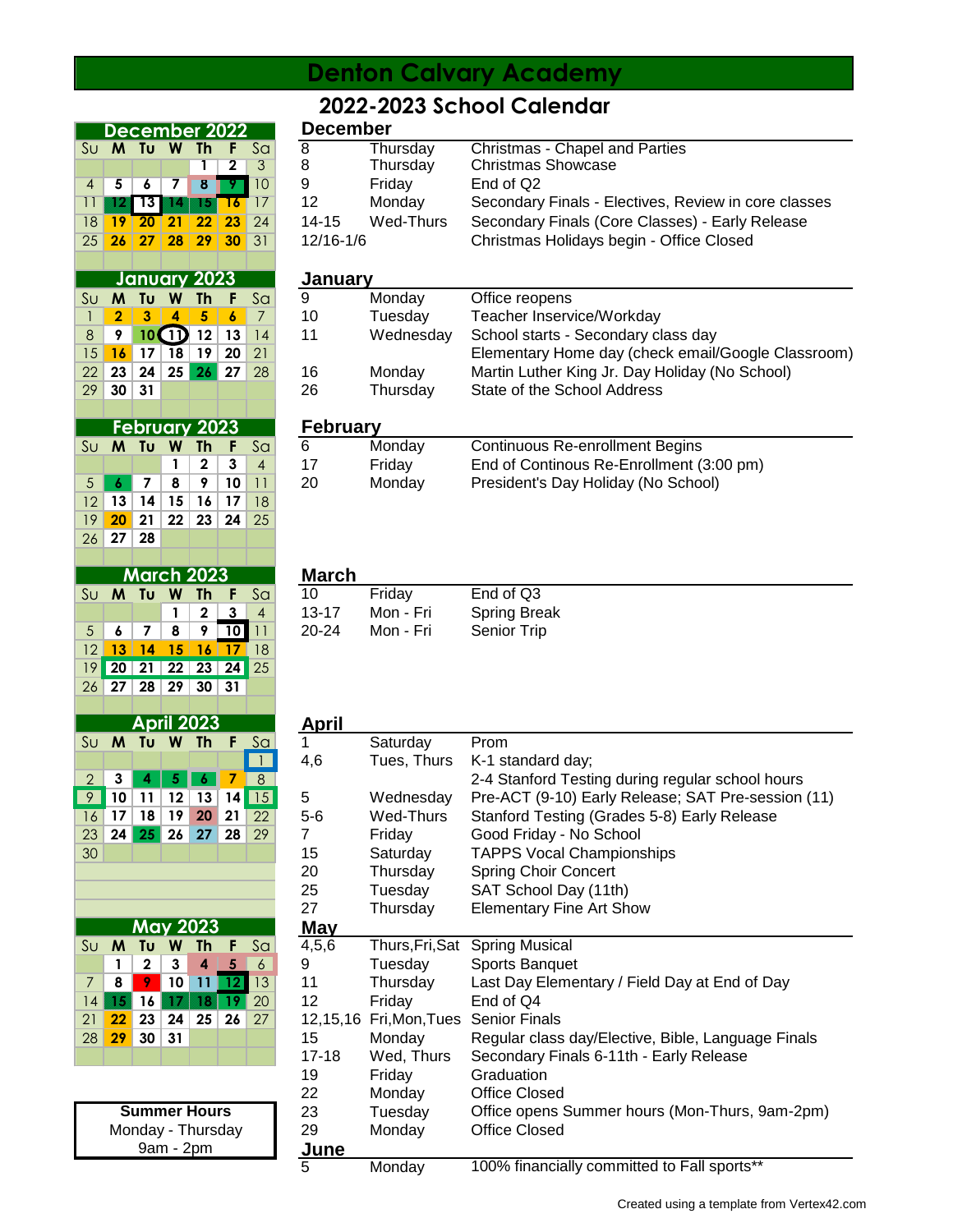# Denton Calvary Academy

## 2022-2023 School Calendar

### December 2022

| Su | M | Tu | W | Th | F | Sa |
|---|---|---|---|---|---|---|
| | | | | 1 | 2 | 3 |
| 4 | 5 | 6 | 7 | 8 | 9 | 10 |
| 11 | 12 | 13 | 14 | 15 | 16 | 17 |
| 18 | 19 | 20 | 21 | 22 | 23 | 24 |
| 25 | 26 | 27 | 28 | 29 | 30 | 31 |

### December

| | | |
|---|---|---|
| 8 | Thursday | Christmas - Chapel and Parties |
| 8 | Thursday | Christmas Showcase |
| 9 | Friday | End of Q2 |
| 12 | Monday | Secondary Finals - Electives, Review in core classes |
| 14-15 | Wed-Thurs | Secondary Finals (Core Classes) - Early Release |
| 12/16-1/6 | | Christmas Holidays begin - Office Closed |

### January 2023

| Su | M | Tu | W | Th | F | Sa |
|---|---|---|---|---|---|---|
| 1 | 2 | 3 | 4 | 5 | 6 | 7 |
| 8 | 9 | 10 | 11 | 12 | 13 | 14 |
| 15 | 16 | 17 | 18 | 19 | 20 | 21 |
| 22 | 23 | 24 | 25 | 26 | 27 | 28 |
| 29 | 30 | 31 | | | | |

### January

| | | |
|---|---|---|
| 9 | Monday | Office reopens |
| 10 | Tuesday | Teacher Inservice/Workday |
| 11 | Wednesday | School starts - Secondary class day |
| | | Elementary Home day (check email/Google Classroom) |
| 16 | Monday | Martin Luther King Jr. Day Holiday (No School) |
| 26 | Thursday | State of the School Address |

### February 2023

| Su | M | Tu | W | Th | F | Sa |
|---|---|---|---|---|---|---|
| | | | 1 | 2 | 3 | 4 |
| 5 | 6 | 7 | 8 | 9 | 10 | 11 |
| 12 | 13 | 14 | 15 | 16 | 17 | 18 |
| 19 | 20 | 21 | 22 | 23 | 24 | 25 |
| 26 | 27 | 28 | | | | |

### February

| | | |
|---|---|---|
| 6 | Monday | Continuous Re-enrollment Begins |
| 17 | Friday | End of Continous Re-Enrollment (3:00 pm) |
| 20 | Monday | President's Day Holiday (No School) |

### March 2023

| Su | M | Tu | W | Th | F | Sa |
|---|---|---|---|---|---|---|
| | | | 1 | 2 | 3 | 4 |
| 5 | 6 | 7 | 8 | 9 | 10 | 11 |
| 12 | 13 | 14 | 15 | 16 | 17 | 18 |
| 19 | 20 | 21 | 22 | 23 | 24 | 25 |
| 26 | 27 | 28 | 29 | 30 | 31 | |

### March

| | | |
|---|---|---|
| 10 | Friday | End of Q3 |
| 13-17 | Mon - Fri | Spring Break |
| 20-24 | Mon - Fri | Senior Trip |

### April 2023

| Su | M | Tu | W | Th | F | Sa |
|---|---|---|---|---|---|---|
| | | | | | | 1 |
| 2 | 3 | 4 | 5 | 6 | 7 | 8 |
| 9 | 10 | 11 | 12 | 13 | 14 | 15 |
| 16 | 17 | 18 | 19 | 20 | 21 | 22 |
| 23 | 24 | 25 | 26 | 27 | 28 | 29 |
| 30 | | | | | | |

### April

| | | |
|---|---|---|
| 1 | Saturday | Prom |
| 4,6 | Tues, Thurs | K-1 standard day; |
| | | 2-4 Stanford Testing during regular school hours |
| 5 | Wednesday | Pre-ACT (9-10) Early Release; SAT Pre-session (11) |
| 5-6 | Wed-Thurs | Stanford Testing (Grades 5-8) Early Release |
| 7 | Friday | Good Friday - No School |
| 15 | Saturday | TAPPS Vocal Championships |
| 20 | Thursday | Spring Choir Concert |
| 25 | Tuesday | SAT School Day (11th) |
| 27 | Thursday | Elementary Fine Art Show |

### May 2023

| Su | M | Tu | W | Th | F | Sa |
|---|---|---|---|---|---|---|
| | 1 | 2 | 3 | 4 | 5 | 6 |
| 7 | 8 | 9 | 10 | 11 | 12 | 13 |
| 14 | 15 | 16 | 17 | 18 | 19 | 20 |
| 21 | 22 | 23 | 24 | 25 | 26 | 27 |
| 28 | 29 | 30 | 31 | | | |

### May

| | | |
|---|---|---|
| 4,5,6 | Thurs,Fri,Sat | Spring Musical |
| 9 | Tuesday | Sports Banquet |
| 11 | Thursday | Last Day Elementary / Field Day at End of Day |
| 12 | Friday | End of Q4 |
| 12,15,16 | Fri,Mon,Tues | Senior Finals |
| 15 | Monday | Regular class day/Elective, Bible, Language Finals |
| 17-18 | Wed, Thurs | Secondary Finals 6-11th - Early Release |
| 19 | Friday | Graduation |
| 22 | Monday | Office Closed |
| 23 | Tuesday | Office opens Summer hours (Mon-Thurs, 9am-2pm) |
| 29 | Monday | Office Closed |

### June

| | | |
|---|---|---|
| 5 | Monday | 100% financially committed to Fall sports** |

**Summer Hours**
Monday - Thursday
9am - 2pm

Created using a template from Vertex42.com